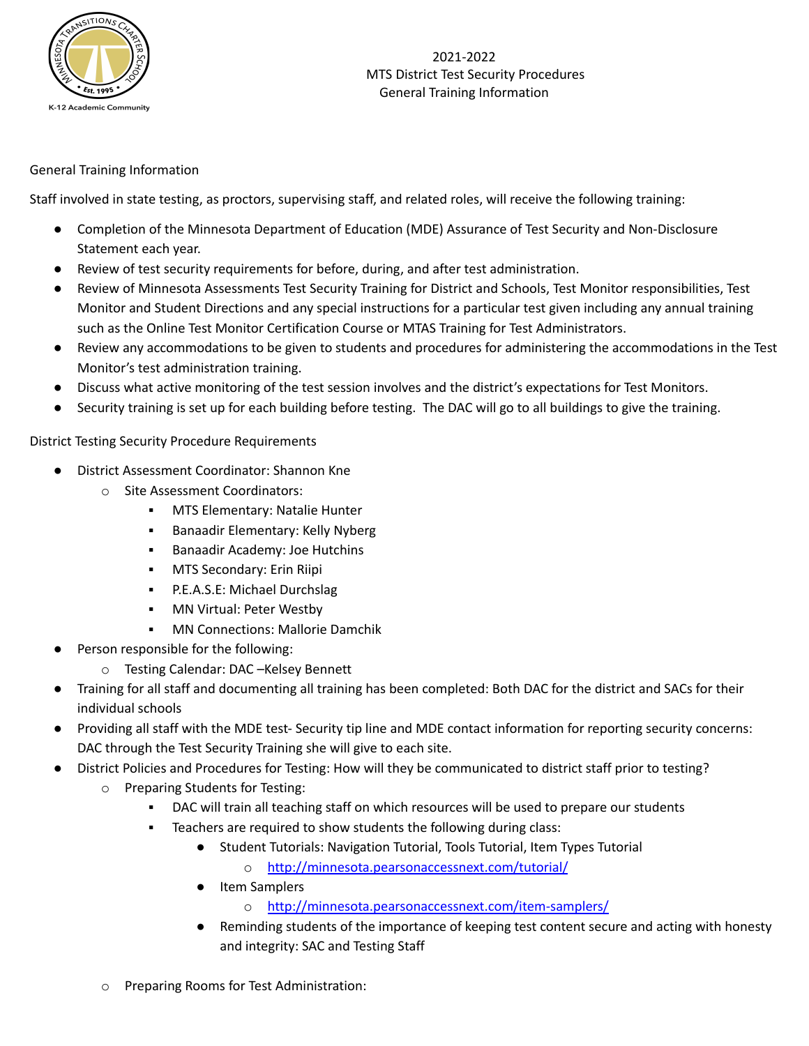2021-2022
MTS District Test Security Procedures
General Training Information

General Training Information

Staff involved in state testing, as proctors, supervising staff, and related roles, will receive the following training:

- Completion of the Minnesota Department of Education (MDE) Assurance of Test Security and Non-Disclosure Statement each year.
- Review of test security requirements for before, during, and after test administration.
- Review of Minnesota Assessments Test Security Training for District and Schools, Test Monitor responsibilities, Test Monitor and Student Directions and any special instructions for a particular test given including any annual training such as the Online Test Monitor Certification Course or MTAS Training for Test Administrators.
- Review any accommodations to be given to students and procedures for administering the accommodations in the Test Monitor's test administration training.
- Discuss what active monitoring of the test session involves and the district's expectations for Test Monitors.
- Security training is set up for each building before testing. The DAC will go to all buildings to give the training.

District Testing Security Procedure Requirements

- District Assessment Coordinator: Shannon Kne
  - Site Assessment Coordinators:
    - MTS Elementary: Natalie Hunter
    - Banaadir Elementary: Kelly Nyberg
    - Banaadir Academy: Joe Hutchins
    - MTS Secondary: Erin Riipi
    - P.E.A.S.E: Michael Durchslag
    - MN Virtual: Peter Westby
    - MN Connections: Mallorie Damchik
- Person responsible for the following:
  - Testing Calendar: DAC –Kelsey Bennett
- Training for all staff and documenting all training has been completed: Both DAC for the district and SACs for their individual schools
- Providing all staff with the MDE test- Security tip line and MDE contact information for reporting security concerns: DAC through the Test Security Training she will give to each site.
- District Policies and Procedures for Testing: How will they be communicated to district staff prior to testing?
  - Preparing Students for Testing:
    - DAC will train all teaching staff on which resources will be used to prepare our students
    - Teachers are required to show students the following during class:
      - Student Tutorials: Navigation Tutorial, Tools Tutorial, Item Types Tutorial
        - http://minnesota.pearsonaccessnext.com/tutorial/
      - Item Samplers
        - http://minnesota.pearsonaccessnext.com/item-samplers/
      - Reminding students of the importance of keeping test content secure and acting with honesty and integrity: SAC and Testing Staff

  - Preparing Rooms for Test Administration: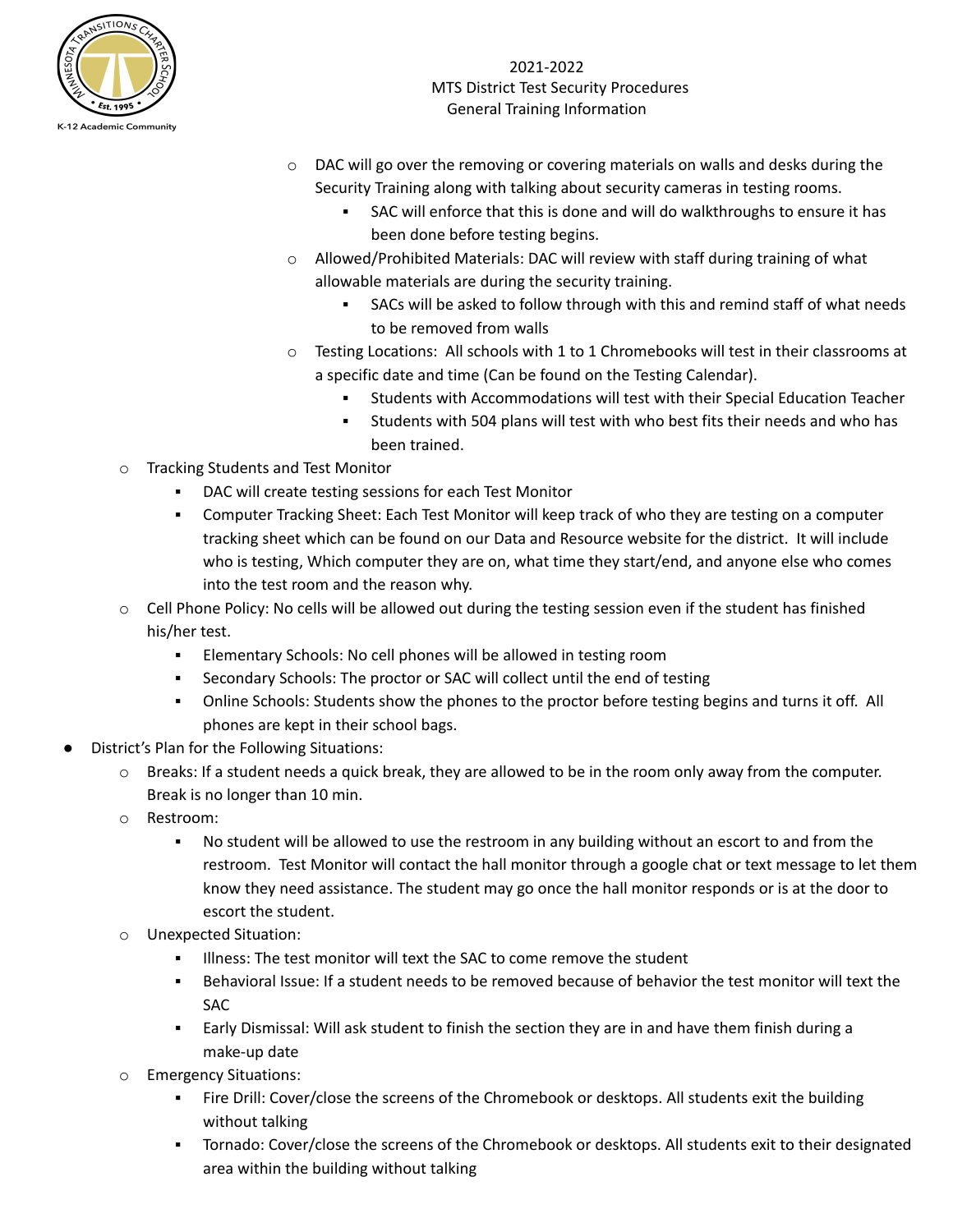- DAC will go over the removing or covering materials on walls and desks during the Security Training along with talking about security cameras in testing rooms.
    - SAC will enforce that this is done and will do walkthroughs to ensure it has been done before testing begins.
- Allowed/Prohibited Materials: DAC will review with staff during training of what allowable materials are during the security training.
    - SACs will be asked to follow through with this and remind staff of what needs to be removed from walls
- Testing Locations: All schools with 1 to 1 Chromebooks will test in their classrooms at a specific date and time (Can be found on the Testing Calendar).
    - Students with Accommodations will test with their Special Education Teacher
    - Students with 504 plans will test with who best fits their needs and who has been trained.

- Tracking Students and Test Monitor
    - DAC will create testing sessions for each Test Monitor
    - Computer Tracking Sheet: Each Test Monitor will keep track of who they are testing on a computer tracking sheet which can be found on our Data and Resource website for the district. It will include who is testing, Which computer they are on, what time they start/end, and anyone else who comes into the test room and the reason why.
- Cell Phone Policy: No cells will be allowed out during the testing session even if the student has finished his/her test.
    - Elementary Schools: No cell phones will be allowed in testing room
    - Secondary Schools: The proctor or SAC will collect until the end of testing
    - Online Schools: Students show the phones to the proctor before testing begins and turns it off. All phones are kept in their school bags.

- District's Plan for the Following Situations:
    - Breaks: If a student needs a quick break, they are allowed to be in the room only away from the computer. Break is no longer than 10 min.
    - Restroom:
        - No student will be allowed to use the restroom in any building without an escort to and from the restroom. Test Monitor will contact the hall monitor through a google chat or text message to let them know they need assistance. The student may go once the hall monitor responds or is at the door to escort the student.
    - Unexpected Situation:
        - Illness: The test monitor will text the SAC to come remove the student
        - Behavioral Issue: If a student needs to be removed because of behavior the test monitor will text the SAC
        - Early Dismissal: Will ask student to finish the section they are in and have them finish during a make-up date
    - Emergency Situations:
        - Fire Drill: Cover/close the screens of the Chromebook or desktops. All students exit the building without talking
        - Tornado: Cover/close the screens of the Chromebook or desktops. All students exit to their designated area within the building without talking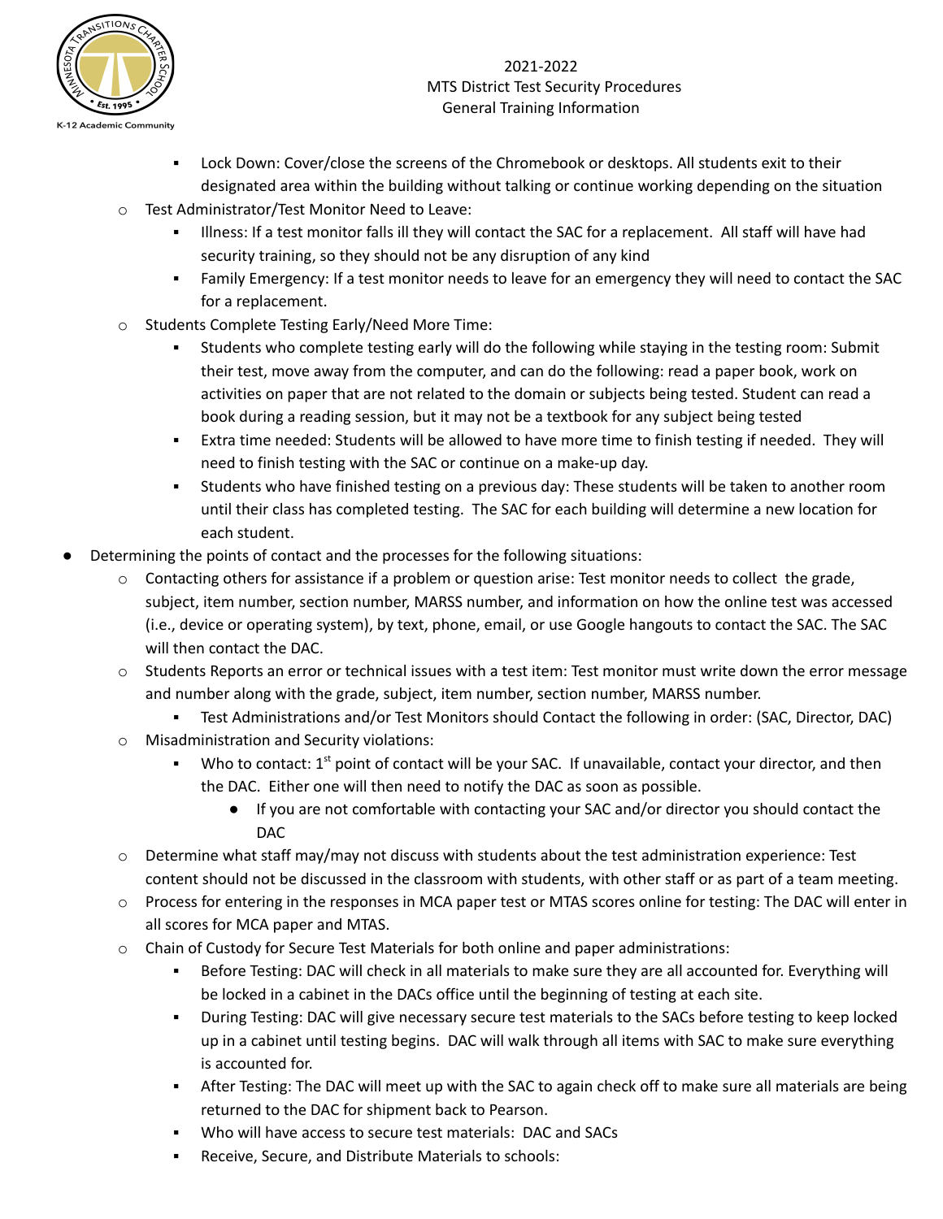- Lock Down: Cover/close the screens of the Chromebook or desktops. All students exit to their designated area within the building without talking or continue working depending on the situation
  - Test Administrator/Test Monitor Need to Leave:
    - Illness: If a test monitor falls ill they will contact the SAC for a replacement. All staff will have had security training, so they should not be any disruption of any kind
    - Family Emergency: If a test monitor needs to leave for an emergency they will need to contact the SAC for a replacement.
  - Students Complete Testing Early/Need More Time:
    - Students who complete testing early will do the following while staying in the testing room: Submit their test, move away from the computer, and can do the following: read a paper book, work on activities on paper that are not related to the domain or subjects being tested. Student can read a book during a reading session, but it may not be a textbook for any subject being tested
    - Extra time needed: Students will be allowed to have more time to finish testing if needed. They will need to finish testing with the SAC or continue on a make-up day.
    - Students who have finished testing on a previous day: These students will be taken to another room until their class has completed testing. The SAC for each building will determine a new location for each student.
- Determining the points of contact and the processes for the following situations:
  - Contacting others for assistance if a problem or question arise: Test monitor needs to collect the grade, subject, item number, section number, MARSS number, and information on how the online test was accessed (i.e., device or operating system), by text, phone, email, or use Google hangouts to contact the SAC. The SAC will then contact the DAC.
  - Students Reports an error or technical issues with a test item: Test monitor must write down the error message and number along with the grade, subject, item number, section number, MARSS number.
    - Test Administrations and/or Test Monitors should Contact the following in order: (SAC, Director, DAC)
  - Misadministration and Security violations:
    - Who to contact: 1st point of contact will be your SAC. If unavailable, contact your director, and then the DAC. Either one will then need to notify the DAC as soon as possible.
      - If you are not comfortable with contacting your SAC and/or director you should contact the DAC
  - Determine what staff may/may not discuss with students about the test administration experience: Test content should not be discussed in the classroom with students, with other staff or as part of a team meeting.
  - Process for entering in the responses in MCA paper test or MTAS scores online for testing: The DAC will enter in all scores for MCA paper and MTAS.
  - Chain of Custody for Secure Test Materials for both online and paper administrations:
    - Before Testing: DAC will check in all materials to make sure they are all accounted for. Everything will be locked in a cabinet in the DACs office until the beginning of testing at each site.
    - During Testing: DAC will give necessary secure test materials to the SACs before testing to keep locked up in a cabinet until testing begins. DAC will walk through all items with SAC to make sure everything is accounted for.
    - After Testing: The DAC will meet up with the SAC to again check off to make sure all materials are being returned to the DAC for shipment back to Pearson.
    - Who will have access to secure test materials: DAC and SACs
    - Receive, Secure, and Distribute Materials to schools: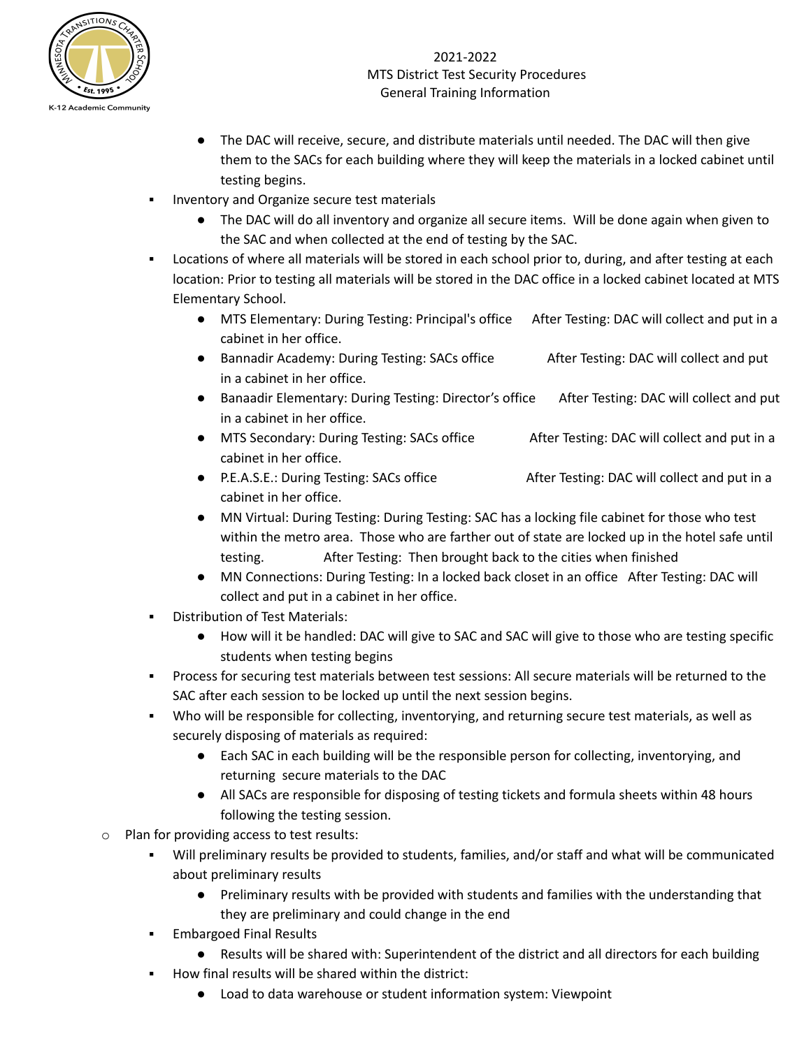- The DAC will receive, secure, and distribute materials until needed. The DAC will then give them to the SACs for each building where they will keep the materials in a locked cabinet until testing begins.

- Inventory and Organize secure test materials
  - The DAC will do all inventory and organize all secure items. Will be done again when given to the SAC and when collected at the end of testing by the SAC.
- Locations of where all materials will be stored in each school prior to, during, and after testing at each location: Prior to testing all materials will be stored in the DAC office in a locked cabinet located at MTS Elementary School.
  - MTS Elementary: During Testing: Principal's office After Testing: DAC will collect and put in a cabinet in her office.
  - Bannadir Academy: During Testing: SACs office After Testing: DAC will collect and put in a cabinet in her office.
  - Banaadir Elementary: During Testing: Director's office After Testing: DAC will collect and put in a cabinet in her office.
  - MTS Secondary: During Testing: SACs office After Testing: DAC will collect and put in a cabinet in her office.
  - P.E.A.S.E.: During Testing: SACs office After Testing: DAC will collect and put in a cabinet in her office.
  - MN Virtual: During Testing: During Testing: SAC has a locking file cabinet for those who test within the metro area. Those who are farther out of state are locked up in the hotel safe until testing. After Testing: Then brought back to the cities when finished
  - MN Connections: During Testing: In a locked back closet in an office After Testing: DAC will collect and put in a cabinet in her office.
- Distribution of Test Materials:
  - How will it be handled: DAC will give to SAC and SAC will give to those who are testing specific students when testing begins
- Process for securing test materials between test sessions: All secure materials will be returned to the SAC after each session to be locked up until the next session begins.
- Who will be responsible for collecting, inventorying, and returning secure test materials, as well as securely disposing of materials as required:
  - Each SAC in each building will be the responsible person for collecting, inventorying, and returning secure materials to the DAC
  - All SACs are responsible for disposing of testing tickets and formula sheets within 48 hours following the testing session.

- Plan for providing access to test results:
  - Will preliminary results be provided to students, families, and/or staff and what will be communicated about preliminary results
    - Preliminary results with be provided with students and families with the understanding that they are preliminary and could change in the end
  - Embargoed Final Results
    - Results will be shared with: Superintendent of the district and all directors for each building
  - How final results will be shared within the district:
    - Load to data warehouse or student information system: Viewpoint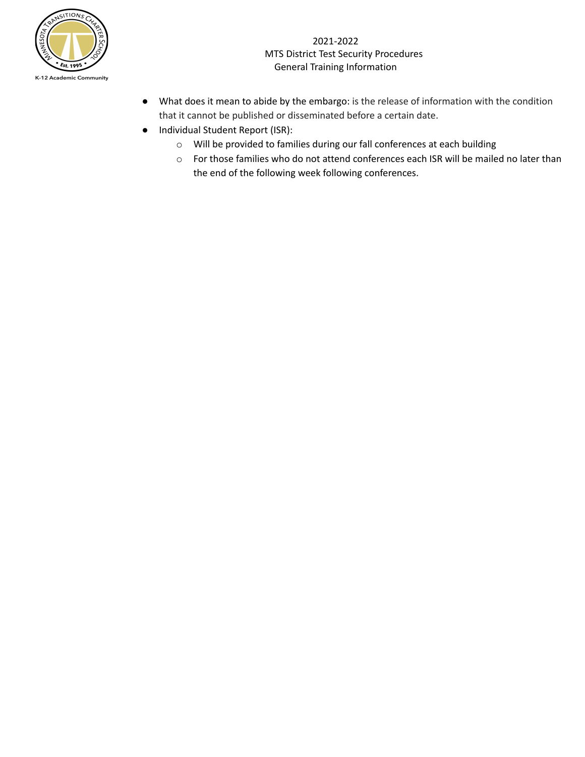- What does it mean to abide by the embargo: is the release of information with the condition that it cannot be published or disseminated before a certain date.
- Individual Student Report (ISR):
  - Will be provided to families during our fall conferences at each building
  - For those families who do not attend conferences each ISR will be mailed no later than the end of the following week following conferences.